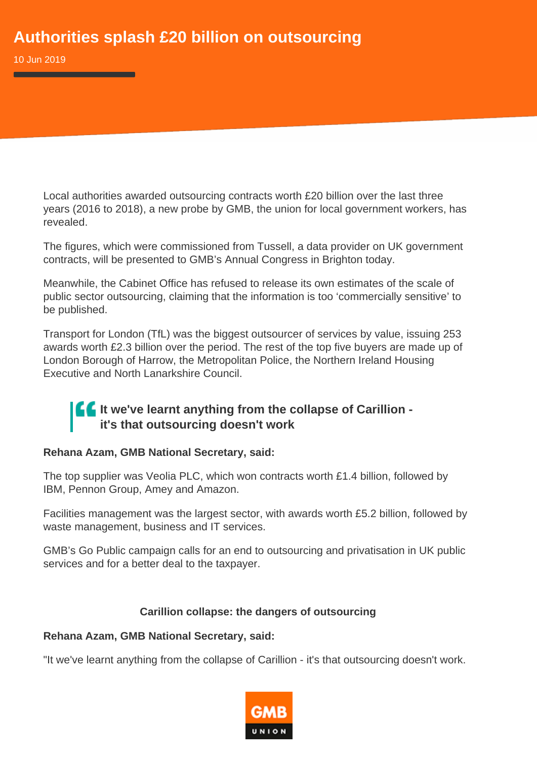# Authorities splash £20 billion on outsourcing

10 Jun 2019

Local authorities awarded outsourcing contracts worth £20 billion over the last three years (2016 to 2018), a new probe by GMB, the union for local government workers, has revealed.

The figures, which were commissioned from Tussell, a data provider on UK government contracts, will be presented to GMB's Annual Congress in Brighton today.

Meanwhile, the Cabinet Office has refused to release its own estimates of the scale of public sector outsourcing, claiming that the information is too 'commercially sensitive' to be published.

Transport for London (TfL) was the biggest outsourcer of services by value, issuing 253 awards worth £2.3 billion over the period. The rest of the top five buyers are made up of London Borough of Harrow, the Metropolitan Police, the Northern Ireland Housing Executive and North Lanarkshire Council.

> **It we've learnt anything from the collapse of Carillion - it's that outsourcing doesn't work**

**Rehana Azam, GMB National Secretary, said:**

The top supplier was Veolia PLC, which won contracts worth £1.4 billion, followed by IBM, Pennon Group, Amey and Amazon.

Facilities management was the largest sector, with awards worth £5.2 billion, followed by waste management, business and IT services.

GMB's Go Public campaign calls for an end to outsourcing and privatisation in UK public services and for a better deal to the taxpayer.

**Carillion collapse: the dangers of outsourcing**

**Rehana Azam, GMB National Secretary, said:**

"It we've learnt anything from the collapse of Carillion - it's that outsourcing doesn't work.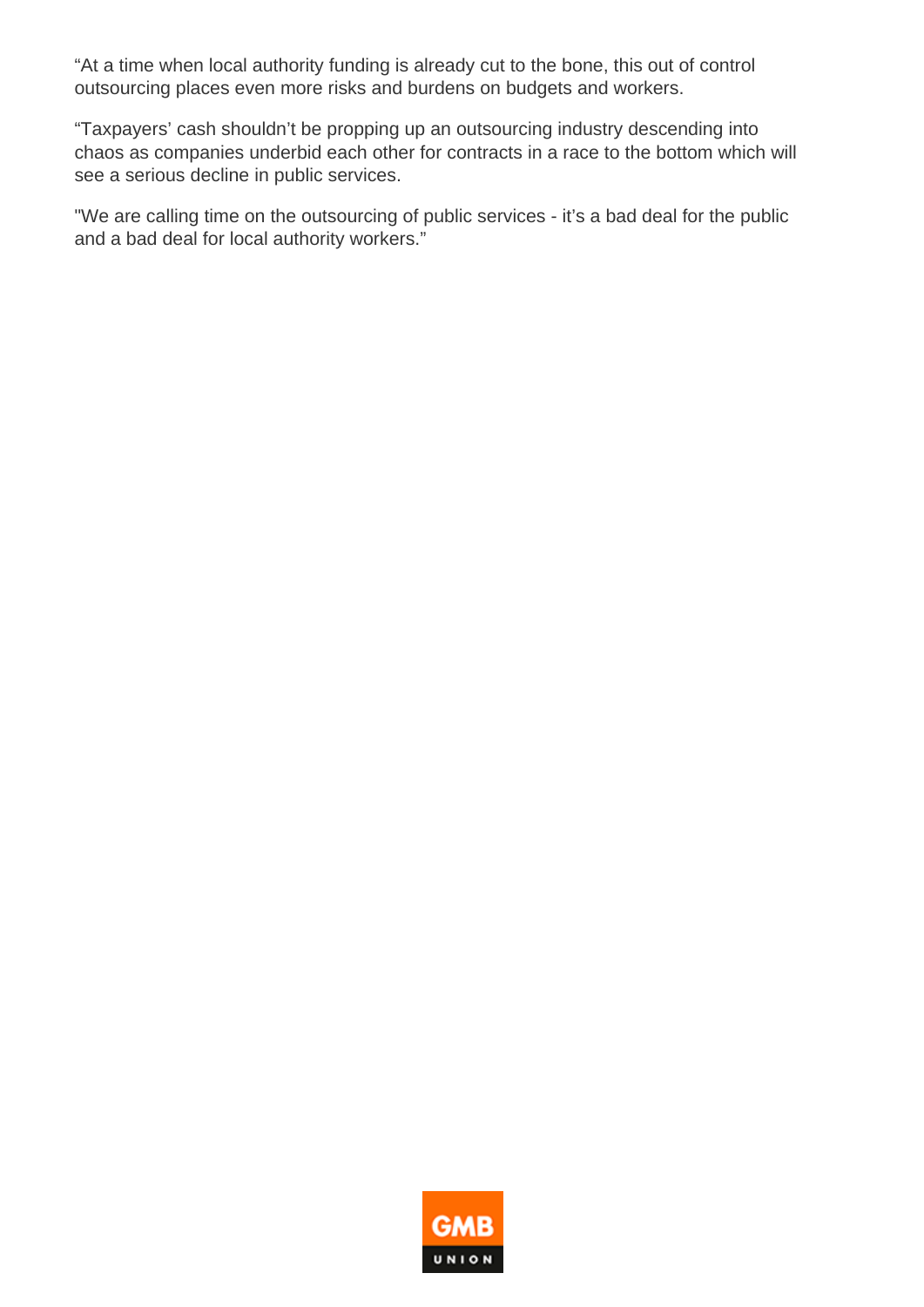“At a time when local authority funding is already cut to the bone, this out of control outsourcing places even more risks and burdens on budgets and workers.

“Taxpayers’ cash shouldn’t be propping up an outsourcing industry descending into chaos as companies underbid each other for contracts in a race to the bottom which will see a serious decline in public services.

"We are calling time on the outsourcing of public services - it’s a bad deal for the public and a bad deal for local authority workers.”